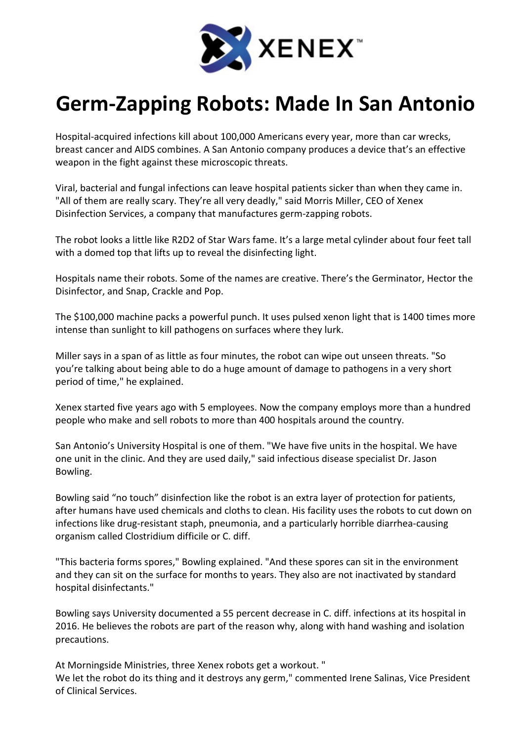XENEX™

# Germ-Zapping Robots: Made In San Antonio

Hospital-acquired infections kill about 100,000 Americans every year, more than car wrecks, breast cancer and AIDS combines. A San Antonio company produces a device that's an effective weapon in the fight against these microscopic threats.

Viral, bacterial and fungal infections can leave hospital patients sicker than when they came in. "All of them are really scary. They're all very deadly," said Morris Miller, CEO of Xenex Disinfection Services, a company that manufactures germ-zapping robots.

The robot looks a little like R2D2 of Star Wars fame. It's a large metal cylinder about four feet tall with a domed top that lifts up to reveal the disinfecting light.

Hospitals name their robots. Some of the names are creative. There's the Germinator, Hector the Disinfector, and Snap, Crackle and Pop.

The $100,000 machine packs a powerful punch. It uses pulsed xenon light that is 1400 times more intense than sunlight to kill pathogens on surfaces where they lurk.

Miller says in a span of as little as four minutes, the robot can wipe out unseen threats. "So you're talking about being able to do a huge amount of damage to pathogens in a very short period of time," he explained.

Xenex started five years ago with 5 employees. Now the company employs more than a hundred people who make and sell robots to more than 400 hospitals around the country.

San Antonio's University Hospital is one of them. "We have five units in the hospital. We have one unit in the clinic. And they are used daily," said infectious disease specialist Dr. Jason Bowling.

Bowling said "no touch" disinfection like the robot is an extra layer of protection for patients, after humans have used chemicals and cloths to clean. His facility uses the robots to cut down on infections like drug-resistant staph, pneumonia, and a particularly horrible diarrhea-causing organism called Clostridium difficile or C. diff.

"This bacteria forms spores," Bowling explained. "And these spores can sit in the environment and they can sit on the surface for months to years. They also are not inactivated by standard hospital disinfectants."

Bowling says University documented a 55 percent decrease in C. diff. infections at its hospital in 2016. He believes the robots are part of the reason why, along with hand washing and isolation precautions.

At Morningside Ministries, three Xenex robots get a workout. "
We let the robot do its thing and it destroys any germ," commented Irene Salinas, Vice President of Clinical Services.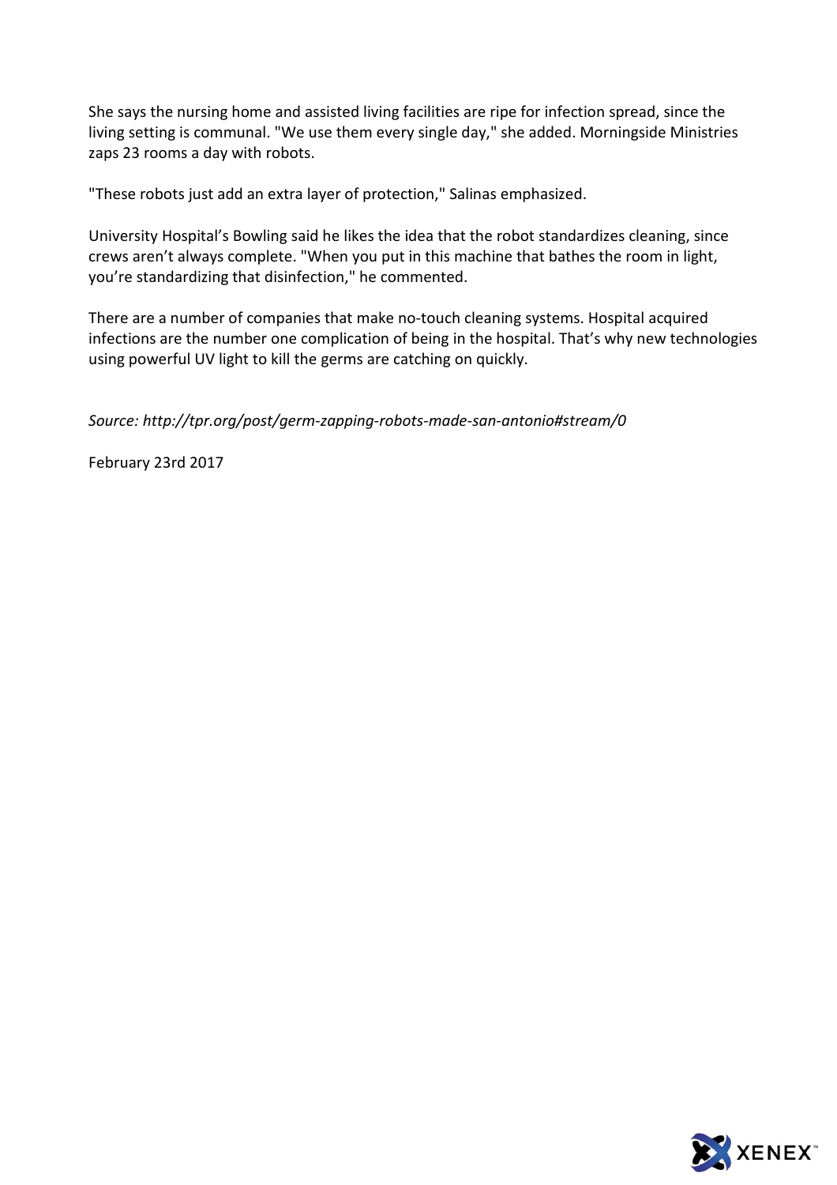She says the nursing home and assisted living facilities are ripe for infection spread, since the living setting is communal. "We use them every single day," she added. Morningside Ministries zaps 23 rooms a day with robots.

"These robots just add an extra layer of protection," Salinas emphasized.

University Hospital's Bowling said he likes the idea that the robot standardizes cleaning, since crews aren't always complete. "When you put in this machine that bathes the room in light, you're standardizing that disinfection," he commented.

There are a number of companies that make no-touch cleaning systems. Hospital acquired infections are the number one complication of being in the hospital. That's why new technologies using powerful UV light to kill the germs are catching on quickly.

*Source: http://tpr.org/post/germ-zapping-robots-made-san-antonio#stream/0*

February 23rd 2017